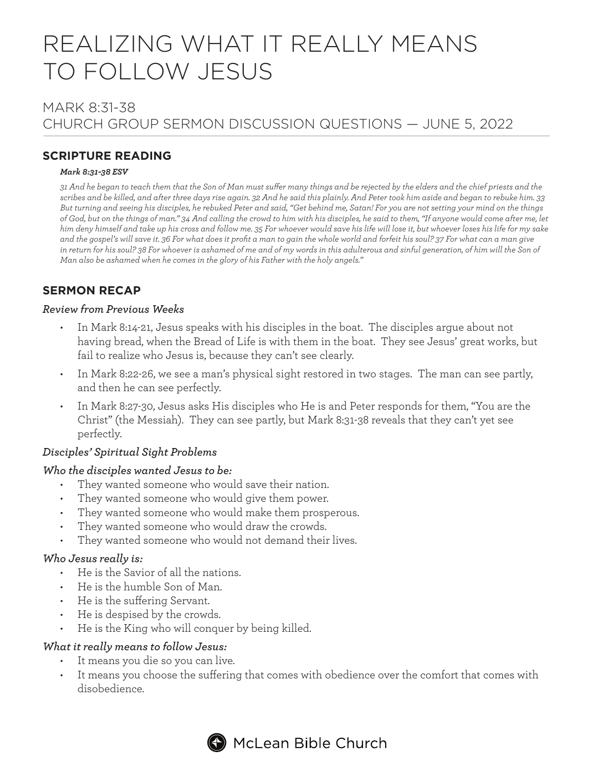# REALIZING WHAT IT REALLY MEANS TO FOLLOW JESUS

## MARK 8:31-38
## CHURCH GROUP SERMON DISCUSSION QUESTIONS — JUNE 5, 2022

### SCRIPTURE READING

***Mark 8:31-38 ESV***

*31 And he began to teach them that the Son of Man must suffer many things and be rejected by the elders and the chief priests and the scribes and be killed, and after three days rise again. 32 And he said this plainly. And Peter took him aside and began to rebuke him. 33 But turning and seeing his disciples, he rebuked Peter and said, "Get behind me, Satan! For you are not setting your mind on the things of God, but on the things of man." 34 And calling the crowd to him with his disciples, he said to them, "If anyone would come after me, let him deny himself and take up his cross and follow me. 35 For whoever would save his life will lose it, but whoever loses his life for my sake and the gospel's will save it. 36 For what does it profit a man to gain the whole world and forfeit his soul? 37 For what can a man give in return for his soul? 38 For whoever is ashamed of me and of my words in this adulterous and sinful generation, of him will the Son of Man also be ashamed when he comes in the glory of his Father with the holy angels."*

### SERMON RECAP

*Review from Previous Weeks*

- In Mark 8:14-21, Jesus speaks with his disciples in the boat. The disciples argue about not having bread, when the Bread of Life is with them in the boat. They see Jesus' great works, but fail to realize who Jesus is, because they can't see clearly.
- In Mark 8:22-26, we see a man's physical sight restored in two stages. The man can see partly, and then he can see perfectly.
- In Mark 8:27-30, Jesus asks His disciples who He is and Peter responds for them, "You are the Christ" (the Messiah). They can see partly, but Mark 8:31-38 reveals that they can't yet see perfectly.

*Disciples' Spiritual Sight Problems*

*Who the disciples wanted Jesus to be:*

- They wanted someone who would save their nation.
- They wanted someone who would give them power.
- They wanted someone who would make them prosperous.
- They wanted someone who would draw the crowds.
- They wanted someone who would not demand their lives.

*Who Jesus really is:*

- He is the Savior of all the nations.
- He is the humble Son of Man.
- He is the suffering Servant.
- He is despised by the crowds.
- He is the King who will conquer by being killed.

*What it really means to follow Jesus:*

- It means you die so you can live.
- It means you choose the suffering that comes with obedience over the comfort that comes with disobedience.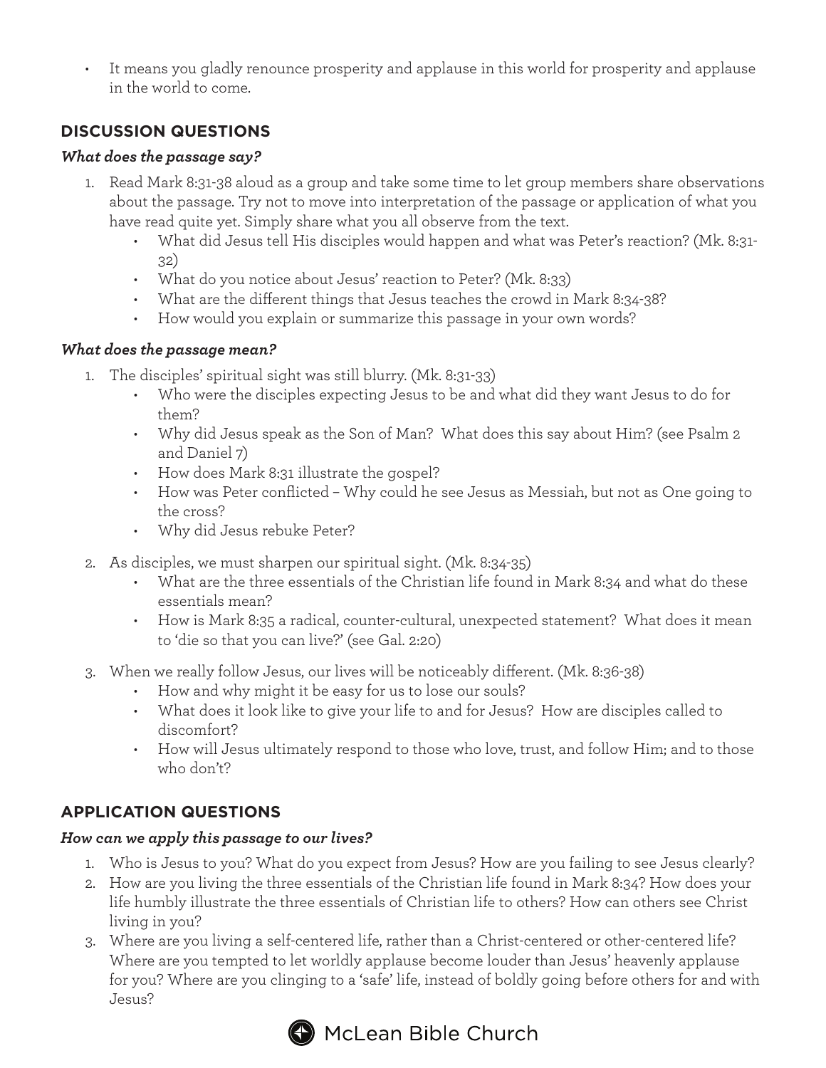- It means you gladly renounce prosperity and applause in this world for prosperity and applause in the world to come.

## DISCUSSION QUESTIONS

### *What does the passage say?*

1. Read Mark 8:31-38 aloud as a group and take some time to let group members share observations about the passage. Try not to move into interpretation of the passage or application of what you have read quite yet. Simply share what you all observe from the text.
    - What did Jesus tell His disciples would happen and what was Peter's reaction? (Mk. 8:31-32)
    - What do you notice about Jesus' reaction to Peter? (Mk. 8:33)
    - What are the different things that Jesus teaches the crowd in Mark 8:34-38?
    - How would you explain or summarize this passage in your own words?

### *What does the passage mean?*

1. The disciples' spiritual sight was still blurry. (Mk. 8:31-33)
    - Who were the disciples expecting Jesus to be and what did they want Jesus to do for them?
    - Why did Jesus speak as the Son of Man? What does this say about Him? (see Psalm 2 and Daniel 7)
    - How does Mark 8:31 illustrate the gospel?
    - How was Peter conflicted – Why could he see Jesus as Messiah, but not as One going to the cross?
    - Why did Jesus rebuke Peter?
2. As disciples, we must sharpen our spiritual sight. (Mk. 8:34-35)
    - What are the three essentials of the Christian life found in Mark 8:34 and what do these essentials mean?
    - How is Mark 8:35 a radical, counter-cultural, unexpected statement? What does it mean to 'die so that you can live?' (see Gal. 2:20)
3. When we really follow Jesus, our lives will be noticeably different. (Mk. 8:36-38)
    - How and why might it be easy for us to lose our souls?
    - What does it look like to give your life to and for Jesus? How are disciples called to discomfort?
    - How will Jesus ultimately respond to those who love, trust, and follow Him; and to those who don't?

## APPLICATION QUESTIONS

### *How can we apply this passage to our lives?*

1. Who is Jesus to you? What do you expect from Jesus? How are you failing to see Jesus clearly?
2. How are you living the three essentials of the Christian life found in Mark 8:34? How does your life humbly illustrate the three essentials of Christian life to others? How can others see Christ living in you?
3. Where are you living a self-centered life, rather than a Christ-centered or other-centered life? Where are you tempted to let worldly applause become louder than Jesus' heavenly applause for you? Where are you clinging to a 'safe' life, instead of boldly going before others for and with Jesus?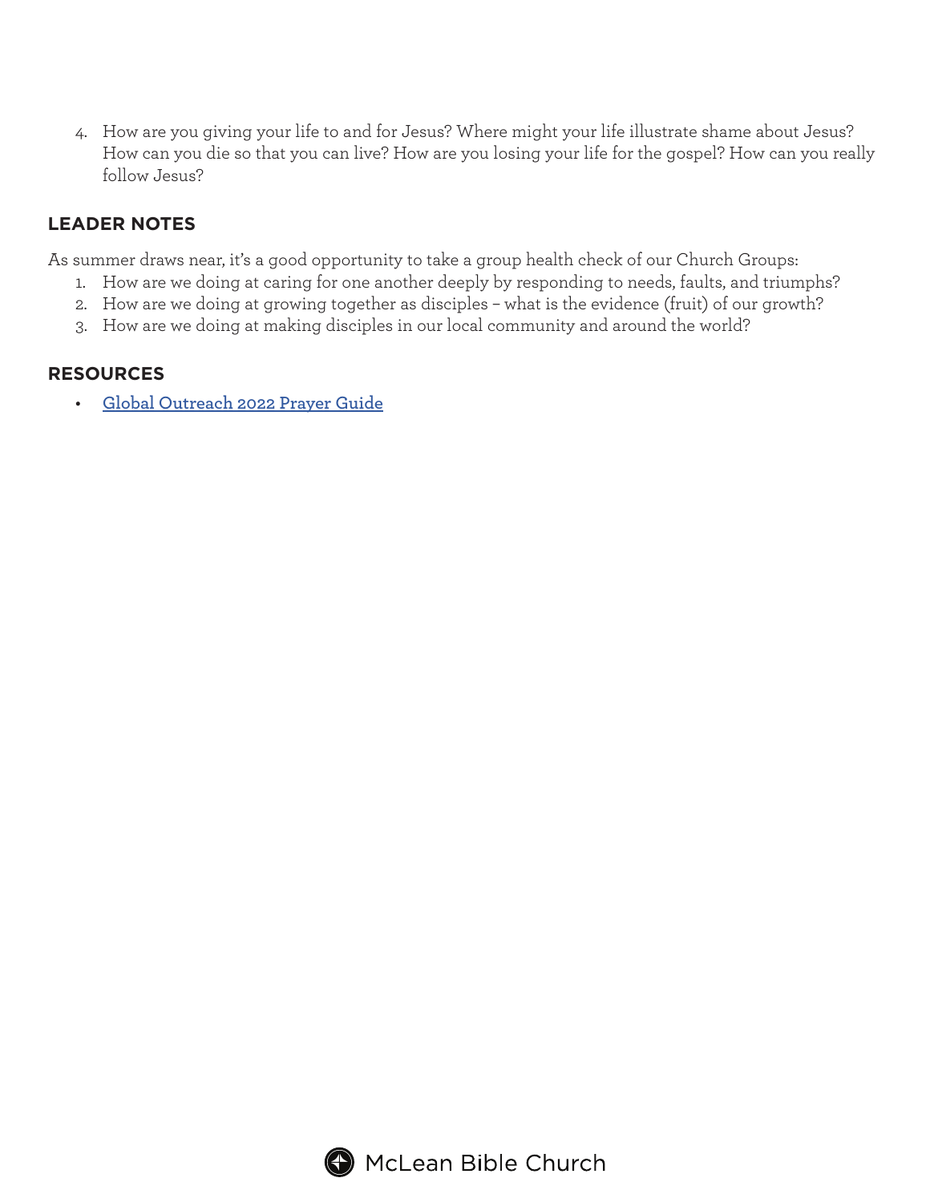4. How are you giving your life to and for Jesus? Where might your life illustrate shame about Jesus? How can you die so that you can live? How are you losing your life for the gospel? How can you really follow Jesus?

## LEADER NOTES

As summer draws near, it's a good opportunity to take a group health check of our Church Groups:

1. How are we doing at caring for one another deeply by responding to needs, faults, and triumphs?
2. How are we doing at growing together as disciples – what is the evidence (fruit) of our growth?
3. How are we doing at making disciples in our local community and around the world?

## RESOURCES

- Global Outreach 2022 Prayer Guide